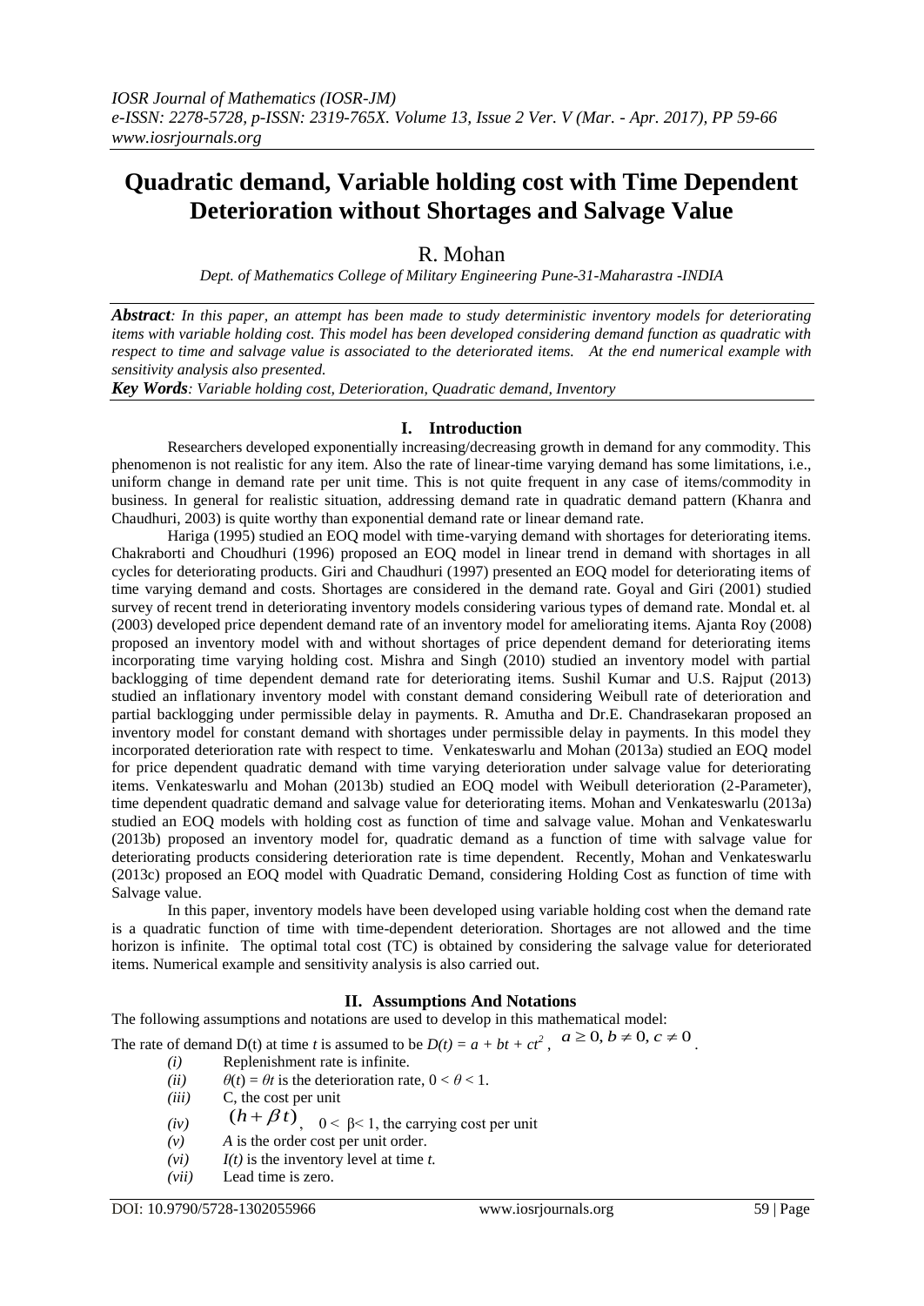# Quadratic demand, Variable holding cost with Time Dependent Deterioration without Shortages and Salvage Value

R. Mohan

*Dept. of Mathematics College of Military Engineering Pune-31-Maharastra -INDIA*

***Abstract**: In this paper, an attempt has been made to study deterministic inventory models for deteriorating items with variable holding cost. This model has been developed considering demand function as quadratic with respect to time and salvage value is associated to the deteriorated items. At the end numerical example with sensitivity analysis also presented.*

***Key Words**: Variable holding cost, Deterioration, Quadratic demand, Inventory*

## I. Introduction

Researchers developed exponentially increasing/decreasing growth in demand for any commodity. This phenomenon is not realistic for any item. Also the rate of linear-time varying demand has some limitations, i.e., uniform change in demand rate per unit time. This is not quite frequent in any case of items/commodity in business. In general for realistic situation, addressing demand rate in quadratic demand pattern (Khanra and Chaudhuri, 2003) is quite worthy than exponential demand rate or linear demand rate.

Hariga (1995) studied an EOQ model with time-varying demand with shortages for deteriorating items. Chakraborti and Choudhuri (1996) proposed an EOQ model in linear trend in demand with shortages in all cycles for deteriorating products. Giri and Chaudhuri (1997) presented an EOQ model for deteriorating items of time varying demand and costs. Shortages are considered in the demand rate. Goyal and Giri (2001) studied survey of recent trend in deteriorating inventory models considering various types of demand rate. Mondal et. al (2003) developed price dependent demand rate of an inventory model for ameliorating items. Ajanta Roy (2008) proposed an inventory model with and without shortages of price dependent demand for deteriorating items incorporating time varying holding cost. Mishra and Singh (2010) studied an inventory model with partial backlogging of time dependent demand rate for deteriorating items. Sushil Kumar and U.S. Rajput (2013) studied an inflationary inventory model with constant demand considering Weibull rate of deterioration and partial backlogging under permissible delay in payments. R. Amutha and Dr.E. Chandrasekaran proposed an inventory model for constant demand with shortages under permissible delay in payments. In this model they incorporated deterioration rate with respect to time. Venkateswarlu and Mohan (2013a) studied an EOQ model for price dependent quadratic demand with time varying deterioration under salvage value for deteriorating items. Venkateswarlu and Mohan (2013b) studied an EOQ model with Weibull deterioration (2-Parameter), time dependent quadratic demand and salvage value for deteriorating items. Mohan and Venkateswarlu (2013a) studied an EOQ models with holding cost as function of time and salvage value. Mohan and Venkateswarlu (2013b) proposed an inventory model for, quadratic demand as a function of time with salvage value for deteriorating products considering deterioration rate is time dependent. Recently, Mohan and Venkateswarlu (2013c) proposed an EOQ model with Quadratic Demand, considering Holding Cost as function of time with Salvage value.

In this paper, inventory models have been developed using variable holding cost when the demand rate is a quadratic function of time with time-dependent deterioration. Shortages are not allowed and the time horizon is infinite. The optimal total cost (TC) is obtained by considering the salvage value for deteriorated items. Numerical example and sensitivity analysis is also carried out.

## II. Assumptions And Notations

The following assumptions and notations are used to develop in this mathematical model:

The rate of demand D(t) at time *t* is assumed to be $D(t) = a + bt + ct^2$, $a \geq 0, b \neq 0, c \neq 0$.

- *(i)* Replenishment rate is infinite.
- *(ii)* $\theta(t) = \theta t$ is the deterioration rate, $0 < \theta < 1$.
- *(iii)* C, the cost per unit
- *(iv)* $(h + \beta t)$, $0 < \beta < 1$, the carrying cost per unit
- *(v)* *A* is the order cost per unit order.
- *(vi)* *I(t)* is the inventory level at time *t*.
- *(vii)* Lead time is zero.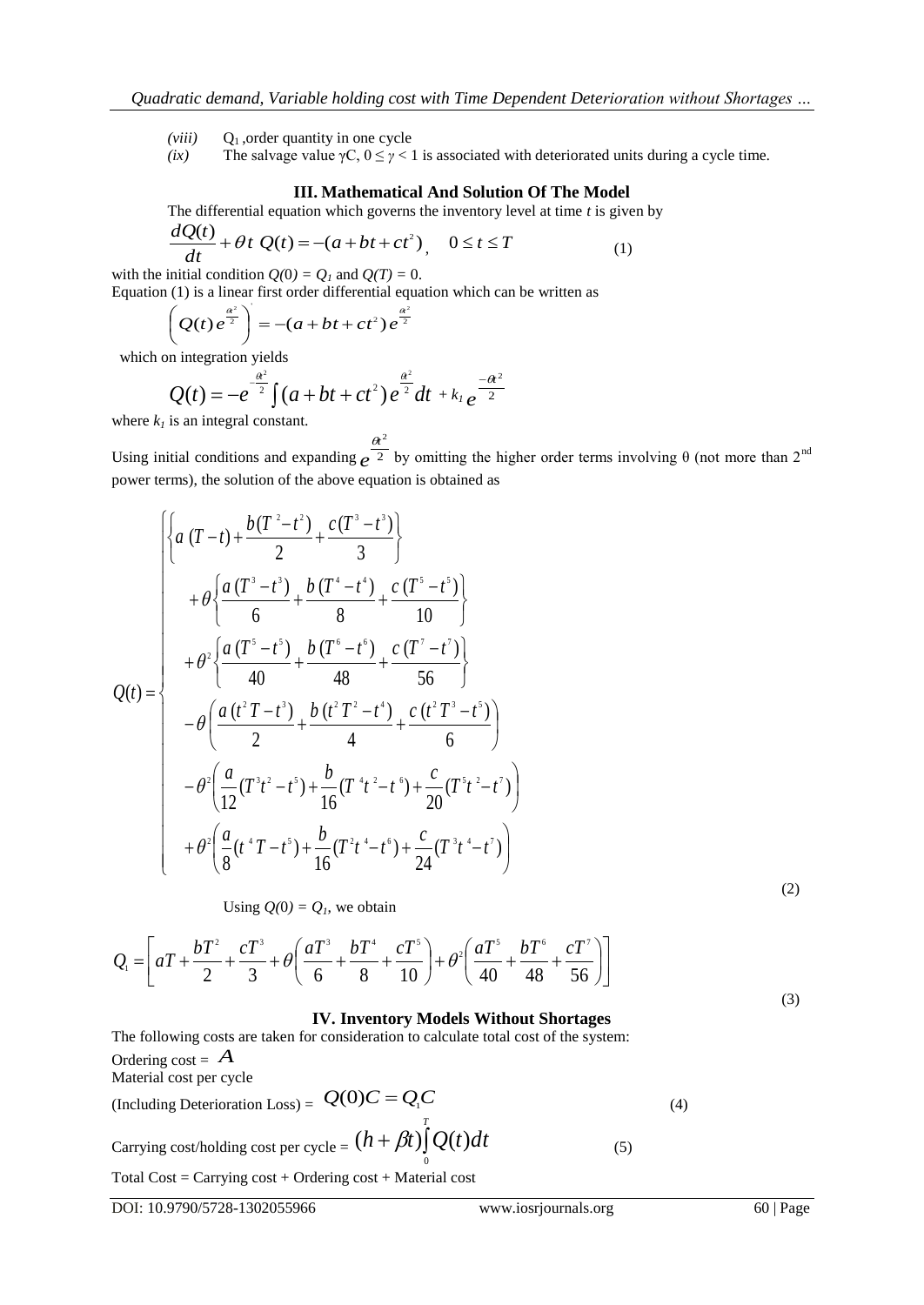*(viii)* $Q_1$ ,order quantity in one cycle

*(ix)* The salvage value $\gamma C$, $0 \le \gamma < 1$ is associated with deteriorated units during a cycle time.

## III. Mathematical And Solution Of The Model

The differential equation which governs the inventory level at time $t$ is given by

$$\frac{dQ(t)}{dt} + \theta t\, Q(t) = -(a + bt + ct^2), \quad 0 \le t \le T \tag{1}$$

with the initial condition $Q(0) = Q_1$ and $Q(T) = 0$.

Equation (1) is a linear first order differential equation which can be written as

$$\left( Q(t) e^{\frac{\theta t^2}{2}} \right)' = -(a + bt + ct^2) e^{\frac{\theta t^2}{2}}$$

which on integration yields

$$Q(t) = -e^{-\frac{\theta t^2}{2}} \int (a + bt + ct^2) e^{\frac{\theta t^2}{2}} dt + k_1 e^{\frac{-\theta t^2}{2}}$$

where $k_1$ is an integral constant.

Using initial conditions and expanding $e^{\frac{\theta t^2}{2}}$ by omitting the higher order terms involving θ (not more than 2nd power terms), the solution of the above equation is obtained as

$$Q(t) = \begin{cases} \left\{ a\,(T - t) + \dfrac{b(T^2 - t^2)}{2} + \dfrac{c(T^3 - t^3)}{3} \right\} \\ \quad + \theta \left\{ \dfrac{a\,(T^3 - t^3)}{6} + \dfrac{b\,(T^4 - t^4)}{8} + \dfrac{c\,(T^5 - t^5)}{10} \right\} \\ \quad + \theta^2 \left\{ \dfrac{a\,(T^5 - t^5)}{40} + \dfrac{b\,(T^6 - t^6)}{48} + \dfrac{c\,(T^7 - t^7)}{56} \right\} \\ \quad - \theta \left( \dfrac{a\,(t^2 T - t^3)}{2} + \dfrac{b\,(t^2 T^2 - t^4)}{4} + \dfrac{c\,(t^2 T^3 - t^5)}{6} \right) \\ \quad - \theta^2 \left( \dfrac{a}{12}(T^3 t^2 - t^5) + \dfrac{b}{16}(T^4 t^2 - t^6) + \dfrac{c}{20}(T^5 t^2 - t^7) \right) \\ \quad + \theta^2 \left( \dfrac{a}{8}(t^4 T - t^5) + \dfrac{b}{16}(T^2 t^4 - t^6) + \dfrac{c}{24}(T^3 t^4 - t^7) \right) \end{cases} \tag{2}$$

Using $Q(0) = Q_1$, we obtain

$$Q_1 = \left[ aT + \frac{bT^2}{2} + \frac{cT^3}{3} + \theta \left( \frac{aT^3}{6} + \frac{bT^4}{8} + \frac{cT^5}{10} \right) + \theta^2 \left( \frac{aT^5}{40} + \frac{bT^6}{48} + \frac{cT^7}{56} \right) \right] \tag{3}$$

## IV. Inventory Models Without Shortages

The following costs are taken for consideration to calculate total cost of the system:

Ordering cost = $A$

Material cost per cycle

(Including Deterioration Loss) = $Q(0)C = Q_1 C$ (4)

Carrying cost/holding cost per cycle = $(h + \beta t) \int_0^T Q(t) dt$ (5)

Total Cost = Carrying cost + Ordering cost + Material cost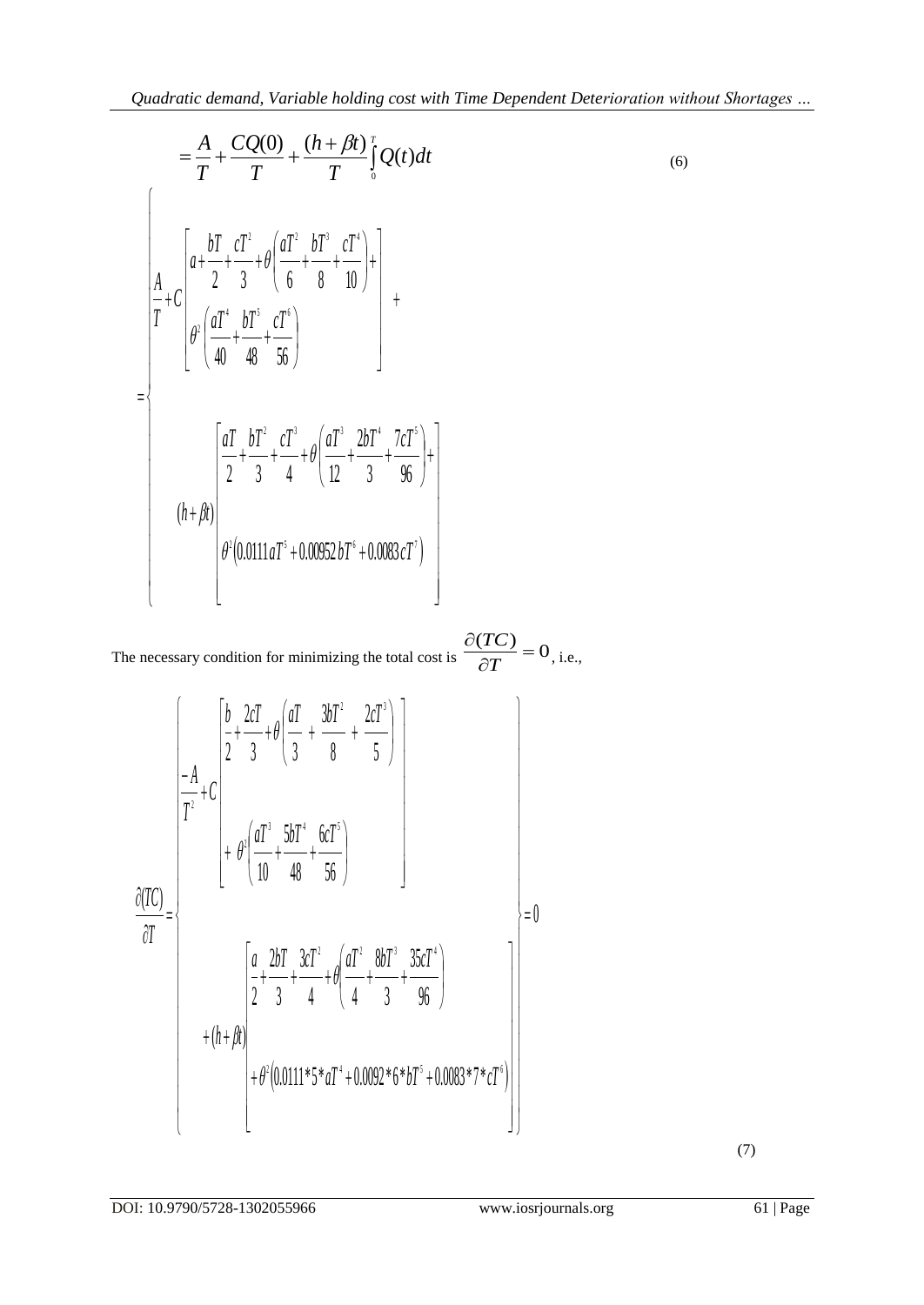$$= \frac{A}{T} + \frac{CQ(0)}{T} + \frac{(h+\beta t)}{T}\int_0^T Q(t)dt \tag{6}$$

$$= \left\{ \begin{array}{l} \dfrac{A}{T} + C\left[ a + \dfrac{bT}{2} + \dfrac{cT^2}{3} + \theta\left( \dfrac{aT^2}{6} + \dfrac{bT^3}{8} + \dfrac{cT^4}{10} \right) + \theta^2\left( \dfrac{aT^4}{40} + \dfrac{bT^5}{48} + \dfrac{cT^6}{56} \right) \right] + \\ \\ (h+\beta t)\left[ \dfrac{aT}{2} + \dfrac{bT^2}{3} + \dfrac{cT^3}{4} + \theta\left( \dfrac{aT^3}{12} + \dfrac{2bT^4}{3} + \dfrac{7cT^5}{96} \right) + \theta^2\left( 0.0111aT^5 + 0.00952bT^6 + 0.0083cT^7 \right) \right] \end{array} \right.$$

The necessary condition for minimizing the total cost is $\dfrac{\partial(TC)}{\partial T} = 0$, i.e.,

$$\frac{\partial(TC)}{\partial T} = \left\{ \begin{array}{l} \dfrac{-A}{T^2} + C\left[ \dfrac{b}{2} + \dfrac{2cT}{3} + \theta\left( \dfrac{aT}{3} + \dfrac{3bT^2}{8} + \dfrac{2cT^3}{5} \right) + \theta^2\left( \dfrac{aT^3}{10} + \dfrac{5bT^4}{48} + \dfrac{6cT^5}{56} \right) \right] \\ \\ +(h+\beta t)\left[ \dfrac{a}{2} + \dfrac{2bT}{3} + \dfrac{3cT^2}{4} + \theta\left( \dfrac{aT^2}{4} + \dfrac{8bT^3}{3} + \dfrac{35cT^4}{96} \right) + \theta^2\left( 0.0111*5*aT^4 + 0.0092*6*bT^5 + 0.0083*7*cT^6 \right) \right] \end{array} \right\} = 0 \tag{7}$$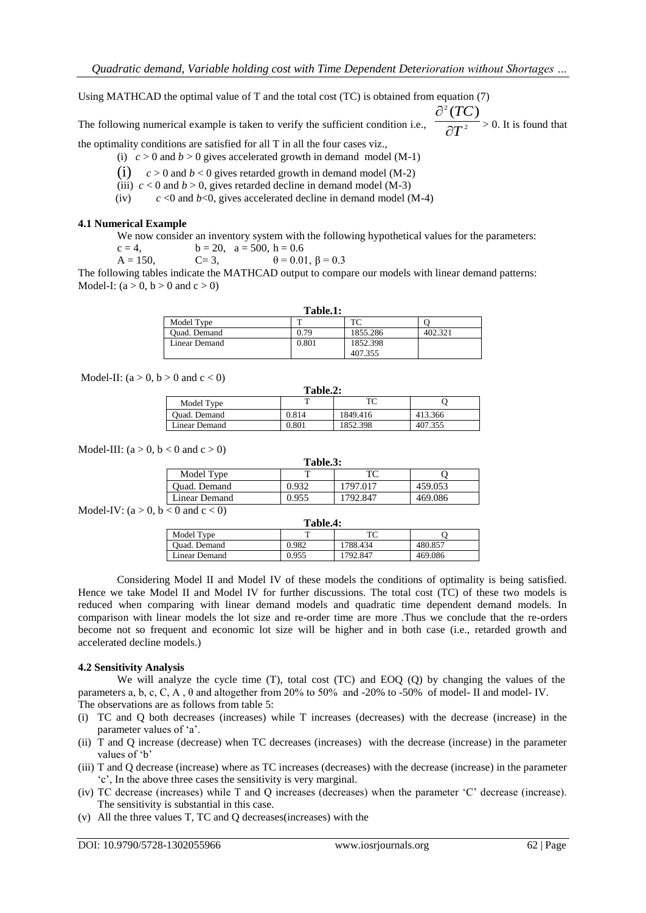Using MATHCAD the optimal value of T and the total cost (TC) is obtained from equation (7)

The following numerical example is taken to verify the sufficient condition i.e., $\frac{\partial^2(TC)}{\partial T^2} > 0$. It is found that the optimality conditions are satisfied for all T in all the four cases viz.,

(i) $c > 0$ and $b > 0$ gives accelerated growth in demand model (M-1)

(i) $c > 0$ and $b < 0$ gives retarded growth in demand model (M-2)

(iii) $c < 0$ and $b > 0$, gives retarded decline in demand model (M-3)

(iv) $c < 0$ and $b < 0$, gives accelerated decline in demand model (M-4)

### 4.1 Numerical Example

We now consider an inventory system with the following hypothetical values for the parameters:

$c = 4$, $b = 20$, $a = 500$, $h = 0.6$

$A = 150$, $C = 3$, $\theta = 0.01$, $\beta = 0.3$

The following tables indicate the MATHCAD output to compare our models with linear demand patterns:

Model-I: ($a > 0$, $b > 0$ and $c > 0$)

**Table.1:**

| Model Type | T | TC | Q |
|---|---|---|---|
| Quad. Demand | 0.79 | 1855.286 | 402.321 |
| Linear Demand | 0.801 | 1852.398 407.355 | |

Model-II: ($a > 0$, $b > 0$ and $c < 0$)

**Table.2:**

| Model Type | T | TC | Q |
|---|---|---|---|
| Quad. Demand | 0.814 | 1849.416 | 413.366 |
| Linear Demand | 0.801 | 1852.398 | 407.355 |

Model-III: ($a > 0$, $b < 0$ and $c > 0$)

**Table.3:**

| Model Type | T | TC | Q |
|---|---|---|---|
| Quad. Demand | 0.932 | 1797.017 | 459.053 |
| Linear Demand | 0.955 | 1792.847 | 469.086 |

Model-IV: ($a > 0$, $b < 0$ and $c < 0$)

**Table.4:**

| Model Type | T | TC | Q |
|---|---|---|---|
| Quad. Demand | 0.982 | 1788.434 | 480.857 |
| Linear Demand | 0.955 | 1792.847 | 469.086 |

Considering Model II and Model IV of these models the conditions of optimality is being satisfied. Hence we take Model II and Model IV for further discussions. The total cost (TC) of these two models is reduced when comparing with linear demand models and quadratic time dependent demand models. In comparison with linear models the lot size and re-order time are more .Thus we conclude that the re-orders become not so frequent and economic lot size will be higher and in both case (i.e., retarded growth and accelerated decline models.)

### 4.2 Sensitivity Analysis

We will analyze the cycle time (T), total cost (TC) and EOQ (Q) by changing the values of the parameters a, b, c, C, A , θ and altogether from 20% to 50% and -20% to -50% of model- II and model- IV.

The observations are as follows from table 5:

(i) TC and Q both decreases (increases) while T increases (decreases) with the decrease (increase) in the parameter values of 'a'.

(ii) T and Q increase (decrease) when TC decreases (increases) with the decrease (increase) in the parameter values of 'b'

(iii) T and Q decrease (increase) where as TC increases (decreases) with the decrease (increase) in the parameter 'c', In the above three cases the sensitivity is very marginal.

(iv) TC decrease (increases) while T and Q increases (decreases) when the parameter 'C' decrease (increase). The sensitivity is substantial in this case.

(v) All the three values T, TC and Q decreases(increases) with the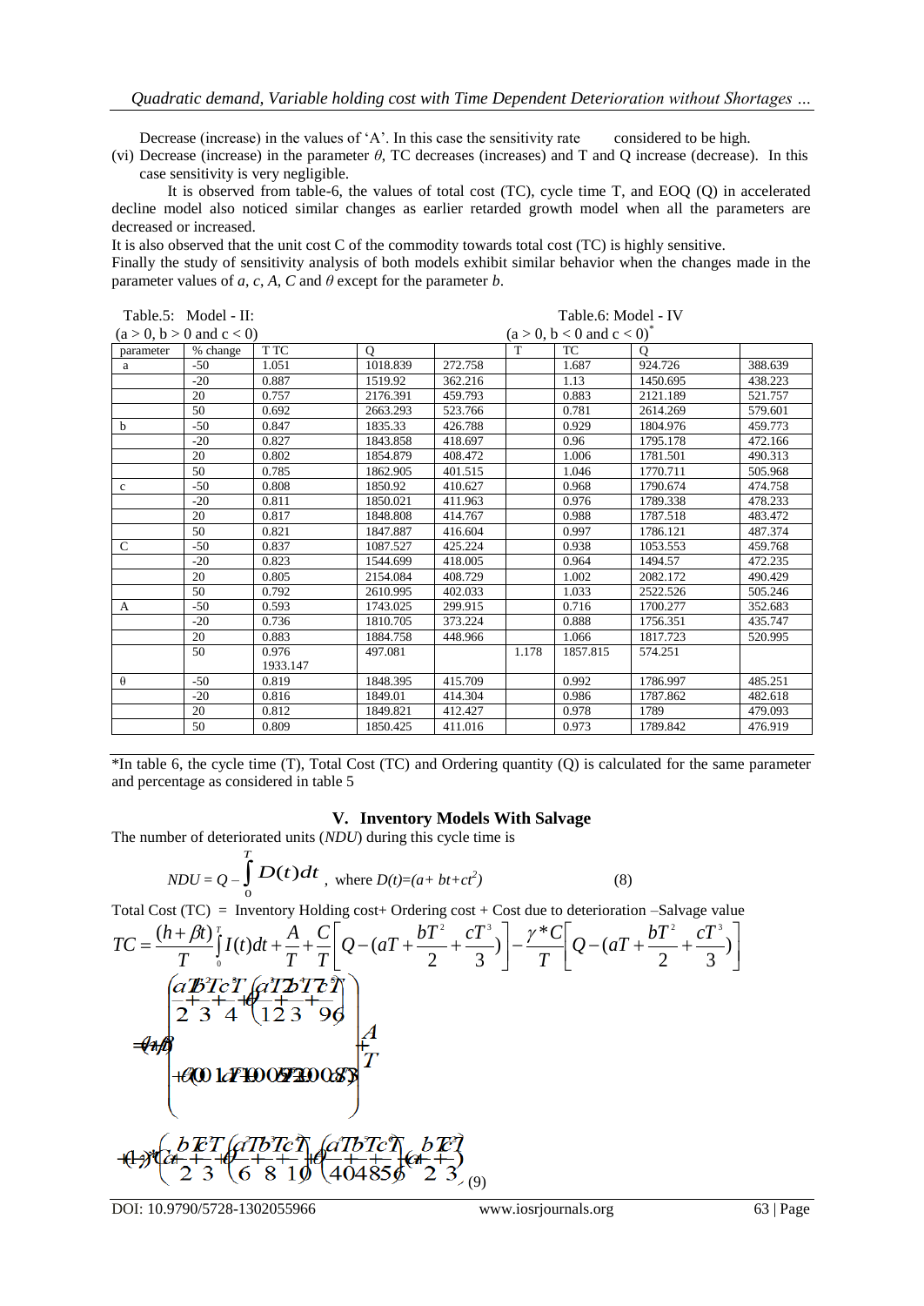Decrease (increase) in the values of 'A'. In this case the sensitivity rate considered to be high.

(vi) Decrease (increase) in the parameter $\theta$, TC decreases (increases) and T and Q increase (decrease). In this case sensitivity is very negligible.

It is observed from table-6, the values of total cost (TC), cycle time T, and EOQ (Q) in accelerated decline model also noticed similar changes as earlier retarded growth model when all the parameters are decreased or increased.

It is also observed that the unit cost C of the commodity towards total cost (TC) is highly sensitive.

Finally the study of sensitivity analysis of both models exhibit similar behavior when the changes made in the parameter values of $a$, $c$, $A$, $C$ and $\theta$ except for the parameter $b$.

Table.5: Model - II: ($a > 0$, $b > 0$ and $c < 0$) Table.6: Model - IV ($a > 0$, $b < 0$ and $c < 0$)*

| parameter | % change | T TC | Q | | T | TC | Q | |
|---|---|---|---|---|---|---|---|---|
| a | -50 | 1.051 | 1018.839 | 272.758 | | 1.687 | 924.726 | 388.639 |
| | -20 | 0.887 | 1519.92 | 362.216 | | 1.13 | 1450.695 | 438.223 |
| | 20 | 0.757 | 2176.391 | 459.793 | | 0.883 | 2121.189 | 521.757 |
| | 50 | 0.692 | 2663.293 | 523.766 | | 0.781 | 2614.269 | 579.601 |
| b | -50 | 0.847 | 1835.33 | 426.788 | | 0.929 | 1804.976 | 459.773 |
| | -20 | 0.827 | 1843.858 | 418.697 | | 0.96 | 1795.178 | 472.166 |
| | 20 | 0.802 | 1854.879 | 408.472 | | 1.006 | 1781.501 | 490.313 |
| | 50 | 0.785 | 1862.905 | 401.515 | | 1.046 | 1770.711 | 505.968 |
| c | -50 | 0.808 | 1850.92 | 410.627 | | 0.968 | 1790.674 | 474.758 |
| | -20 | 0.811 | 1850.021 | 411.963 | | 0.976 | 1789.338 | 478.233 |
| | 20 | 0.817 | 1848.808 | 414.767 | | 0.988 | 1787.518 | 483.472 |
| | 50 | 0.821 | 1847.887 | 416.604 | | 0.997 | 1786.121 | 487.374 |
| C | -50 | 0.837 | 1087.527 | 425.224 | | 0.938 | 1053.553 | 459.768 |
| | -20 | 0.823 | 1544.699 | 418.005 | | 0.964 | 1494.57 | 472.235 |
| | 20 | 0.805 | 2154.084 | 408.729 | | 1.002 | 2082.172 | 490.429 |
| | 50 | 0.792 | 2610.995 | 402.033 | | 1.033 | 2522.526 | 505.246 |
| A | -50 | 0.593 | 1743.025 | 299.915 | | 0.716 | 1700.277 | 352.683 |
| | -20 | 0.736 | 1810.705 | 373.224 | | 0.888 | 1756.351 | 435.747 |
| | 20 | 0.883 | 1884.758 | 448.966 | | 1.066 | 1817.723 | 520.995 |
| | 50 | 0.976 1933.147 | 497.081 | | 1.178 | 1857.815 | 574.251 | |
| θ | -50 | 0.819 | 1848.395 | 415.709 | | 0.992 | 1786.997 | 485.251 |
| | -20 | 0.816 | 1849.01 | 414.304 | | 0.986 | 1787.862 | 482.618 |
| | 20 | 0.812 | 1849.821 | 412.427 | | 0.978 | 1789 | 479.093 |
| | 50 | 0.809 | 1850.425 | 411.016 | | 0.973 | 1789.842 | 476.919 |

*In table 6, the cycle time (T), Total Cost (TC) and Ordering quantity (Q) is calculated for the same parameter and percentage as considered in table 5

## V. Inventory Models With Salvage

The number of deteriorated units (*NDU*) during this cycle time is

$$NDU = Q - \int_0^T D(t)dt \text{ , where } D(t)=(a+bt+ct^2) \qquad (8)$$

Total Cost (TC) = Inventory Holding cost+ Ordering cost + Cost due to deterioration –Salvage value

$$TC = \frac{(h+\beta t)}{T}\int_0^T I(t)dt + \frac{A}{T} + \frac{C}{T}\left[Q-(aT+\frac{bT^2}{2}+\frac{cT^3}{3})\right] - \frac{\gamma * C}{T}\left[Q-(aT+\frac{bT^2}{2}+\frac{cT^3}{3})\right]$$

$$= (h+\beta)\left(\frac{aT}{2}+\frac{bT^2}{3}+\frac{cT^3}{4}+\theta\left(\frac{aT^2}{12}+\frac{bT^3}{3}+\frac{cT^4}{96}\right) + \ldots\right) + \frac{A}{T}$$

$$+(1-\gamma)C\left(a+\frac{bT}{2}+\frac{cT^2}{3}+\theta\left(\frac{aT}{6}+\frac{bT^2}{8}+\frac{cT^3}{10}\right)+\theta^2\left(\frac{aT}{40}+\frac{bT}{48}+\frac{cT}{56}\right)\ldots\left(a+\frac{bT}{2}+\frac{cT^2}{3}\right)\right) \qquad (9)$$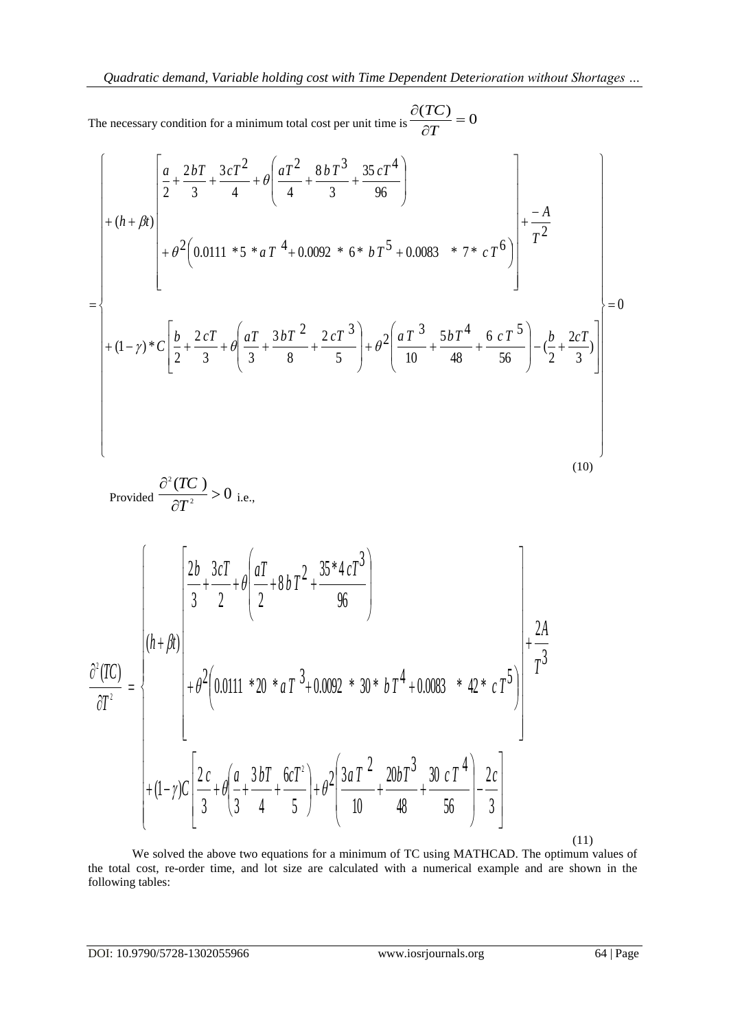The necessary condition for a minimum total cost per unit time is $\dfrac{\partial(TC)}{\partial T} = 0$

$$
= \left\{ \begin{array}{l}
+(h+\beta t)\left[ \begin{array}{l} \dfrac{a}{2} + \dfrac{2bT}{3} + \dfrac{3cT^2}{4} + \theta\left( \dfrac{aT^2}{4} + \dfrac{8bT^3}{3} + \dfrac{35cT^4}{96} \right) \\ + \theta^2 \left( 0.0111 * 5 * aT^4 + 0.0092 * 6 * bT^5 + 0.0083 * 7 * cT^6 \right) \end{array} \right] + \dfrac{-A}{T^2} \\
+(1-\gamma) * C\left[ \dfrac{b}{2} + \dfrac{2cT}{3} + \theta\left( \dfrac{aT}{3} + \dfrac{3bT^2}{8} + \dfrac{2cT^3}{5} \right) + \theta^2\left( \dfrac{aT^3}{10} + \dfrac{5bT^4}{48} + \dfrac{6cT^5}{56} \right) - \left( \dfrac{b}{2} + \dfrac{2cT}{3} \right) \right]
\end{array} \right\} = 0 \tag{10}
$$

Provided $\dfrac{\partial^2(TC)}{\partial T^2} > 0$ i.e.,

$$
\frac{\partial^2(TC)}{\partial T^2} = \left\{ \begin{array}{l}
(h+\beta t)\left[ \begin{array}{l} \dfrac{2b}{3} + \dfrac{3cT}{2} + \theta\left( \dfrac{aT}{2} + 8bT^2 + \dfrac{35*4cT^3}{96} \right) \\ + \theta^2 \left( 0.0111 * 20 * aT^3 + 0.0092 * 30 * bT^4 + 0.0083 * 42 * cT^5 \right) \end{array} \right] + \dfrac{2A}{T^3} \\
+(1-\gamma)C\left[ \dfrac{2c}{3} + \theta\left( \dfrac{a}{3} + \dfrac{3bT}{4} + \dfrac{6cT^2}{5} \right) + \theta^2\left( \dfrac{3aT^2}{10} + \dfrac{20bT^3}{48} + \dfrac{30cT^4}{56} \right) - \dfrac{2c}{3} \right]
\end{array} \right. \tag{11}
$$

We solved the above two equations for a minimum of TC using MATHCAD. The optimum values of the total cost, re-order time, and lot size are calculated with a numerical example and are shown in the following tables: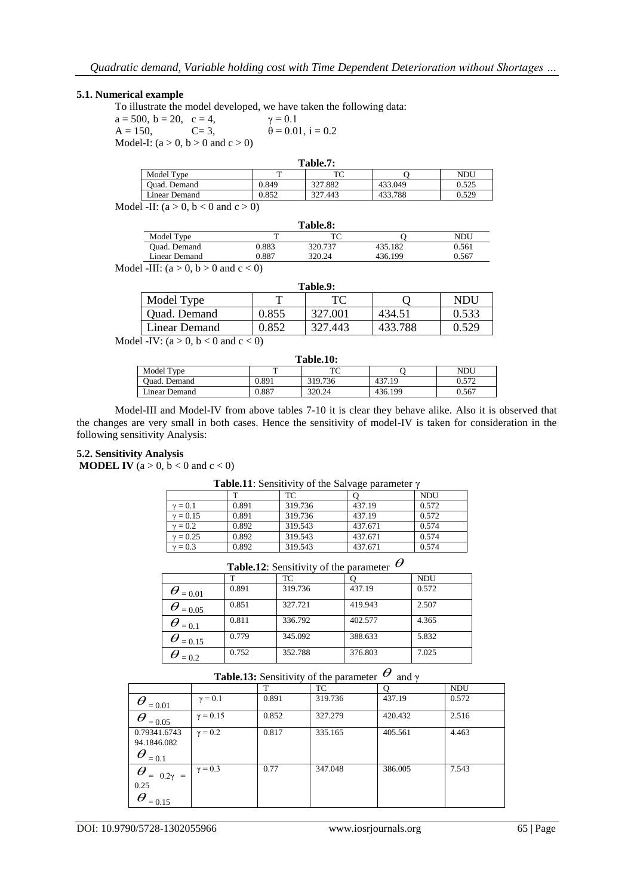### 5.1. Numerical example

To illustrate the model developed, we have taken the following data:

$a = 500$, $b = 20$, $c = 4$, $\gamma = 0.1$

$A = 150$, $C = 3$, $\theta = 0.01$, $i = 0.2$

Model-I: ($a > 0$, $b > 0$ and $c > 0$)

**Table.7:**

| Model Type | T | TC | Q | NDU |
|---|---|---|---|---|
| Quad. Demand | 0.849 | 327.882 | 433.049 | 0.525 |
| Linear Demand | 0.852 | 327.443 | 433.788 | 0.529 |

Model -II: ($a > 0$, $b < 0$ and $c > 0$)

**Table.8:**

| Model Type | T | TC | Q | NDU |
|---|---|---|---|---|
| Quad. Demand | 0.883 | 320.737 | 435.182 | 0.561 |
| Linear Demand | 0.887 | 320.24 | 436.199 | 0.567 |

Model -III: ($a > 0$, $b > 0$ and $c < 0$)

**Table.9:**

| Model Type | T | TC | Q | NDU |
|---|---|---|---|---|
| Quad. Demand | 0.855 | 327.001 | 434.51 | 0.533 |
| Linear Demand | 0.852 | 327.443 | 433.788 | 0.529 |

Model -IV: ($a > 0$, $b < 0$ and $c < 0$)

**Table.10:**

| Model Type | T | TC | Q | NDU |
|---|---|---|---|---|
| Quad. Demand | 0.891 | 319.736 | 437.19 | 0.572 |
| Linear Demand | 0.887 | 320.24 | 436.199 | 0.567 |

Model-III and Model-IV from above tables 7-10 it is clear they behave alike. Also it is observed that the changes are very small in both cases. Hence the sensitivity of model-IV is taken for consideration in the following sensitivity Analysis:

### 5.2. Sensitivity Analysis

**MODEL IV** ($a > 0$, $b < 0$ and $c < 0$)

**Table.11**: Sensitivity of the Salvage parameter $\gamma$

| | T | TC | Q | NDU |
|---|---|---|---|---|
| $\gamma = 0.1$ | 0.891 | 319.736 | 437.19 | 0.572 |
| $\gamma = 0.15$ | 0.891 | 319.736 | 437.19 | 0.572 |
| $\gamma = 0.2$ | 0.892 | 319.543 | 437.671 | 0.574 |
| $\gamma = 0.25$ | 0.892 | 319.543 | 437.671 | 0.574 |
| $\gamma = 0.3$ | 0.892 | 319.543 | 437.671 | 0.574 |

**Table.12**: Sensitivity of the parameter $\theta$

| | T | TC | Q | NDU |
|---|---|---|---|---|
| $\theta = 0.01$ | 0.891 | 319.736 | 437.19 | 0.572 |
| $\theta = 0.05$ | 0.851 | 327.721 | 419.943 | 2.507 |
| $\theta = 0.1$ | 0.811 | 336.792 | 402.577 | 4.365 |
| $\theta = 0.15$ | 0.779 | 345.092 | 388.633 | 5.832 |
| $\theta = 0.2$ | 0.752 | 352.788 | 376.803 | 7.025 |

**Table.13:** Sensitivity of the parameter $\theta$ and $\gamma$

| | | T | TC | Q | NDU |
|---|---|---|---|---|---|
| $\theta = 0.01$ | $\gamma = 0.1$ | 0.891 | 319.736 | 437.19 | 0.572 |
| $\theta = 0.05$ | $\gamma = 0.15$ | 0.852 | 327.279 | 420.432 | 2.516 |
| 0.79341.6743 94.1846.082 $\theta = 0.1$ | $\gamma = 0.2$ | 0.817 | 335.165 | 405.561 | 4.463 |
| $\theta = 0.2\gamma = 0.25$ $\theta = 0.15$ | $\gamma = 0.3$ | 0.77 | 347.048 | 386.005 | 7.543 |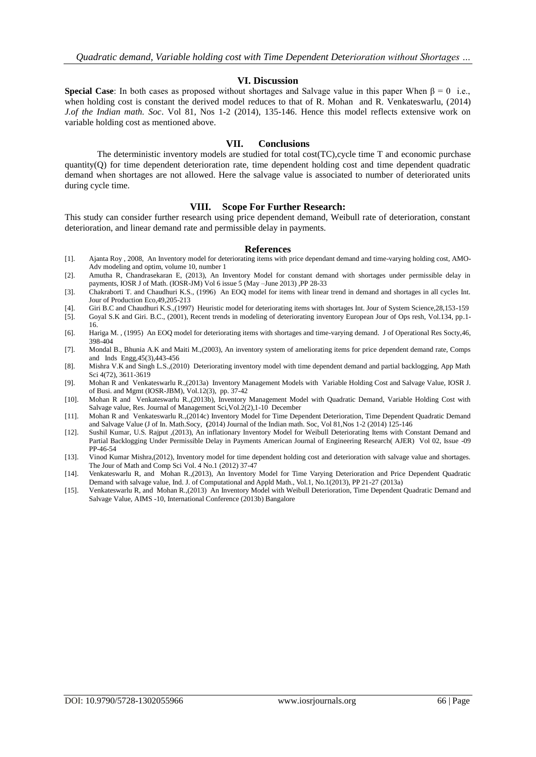## VI. Discussion

**Special Case**: In both cases as proposed without shortages and Salvage value in this paper When $\beta = 0$ i.e., when holding cost is constant the derived model reduces to that of R. Mohan and R. Venkateswarlu, (2014) *J.of the Indian math. Soc*. Vol 81, Nos 1-2 (2014), 135-146. Hence this model reflects extensive work on variable holding cost as mentioned above.

## VII. Conclusions

The deterministic inventory models are studied for total cost(TC),cycle time T and economic purchase quantity(Q) for time dependent deterioration rate, time dependent holding cost and time dependent quadratic demand when shortages are not allowed. Here the salvage value is associated to number of deteriorated units during cycle time.

## VIII. Scope For Further Research:

This study can consider further research using price dependent demand, Weibull rate of deterioration, constant deterioration, and linear demand rate and permissible delay in payments.

## References

[1]. Ajanta Roy , 2008, An Inventory model for deteriorating items with price dependant demand and time-varying holding cost, AMO-Adv modeling and optim, volume 10, number 1

[2]. Amutha R, Chandrasekaran E, (2013), An Inventory Model for constant demand with shortages under permissible delay in payments, IOSR J of Math. (IOSR-JM) Vol 6 issue 5 (May –June 2013) ,PP 28-33

[3]. Chakraborti T. and Chaudhuri K.S., (1996) An EOQ model for items with linear trend in demand and shortages in all cycles Int. Jour of Production Eco,49,205-213

[4]. Giri B.C and Chaudhuri K.S.,(1997) Heuristic model for deteriorating items with shortages Int. Jour of System Science,28,153-159

[5]. Goyal S.K and Giri. B.C., (2001), Recent trends in modeling of deteriorating inventory European Jour of Ops resh, Vol.134, pp.1-16.

[6]. Hariga M. , (1995) An EOQ model for deteriorating items with shortages and time-varying demand. J of Operational Res Socty,46, 398-404

[7]. Mondal B., Bhunia A.K and Maiti M.,(2003), An inventory system of ameliorating items for price dependent demand rate, Comps and Inds Engg,45(3),443-456

[8]. Mishra V.K and Singh L.S.,(2010) Deteriorating inventory model with time dependent demand and partial backlogging, App Math Sci 4(72), 3611-3619

[9]. Mohan R and Venkateswarlu R.,(2013a) Inventory Management Models with Variable Holding Cost and Salvage Value, IOSR J. of Busi. and Mgmt (IOSR-JBM), Vol.12(3), pp. 37-42

[10]. Mohan R and Venkateswarlu R.,(2013b), Inventory Management Model with Quadratic Demand, Variable Holding Cost with Salvage value, Res. Journal of Management Sci,Vol.2(2),1-10 December

[11]. Mohan R and Venkateswarlu R.,(2014c) Inventory Model for Time Dependent Deterioration, Time Dependent Quadratic Demand and Salvage Value (J of In. Math.Socy, **(**2014) Journal of the Indian math. Soc, Vol 81,Nos 1-2 (2014) 125-146

[12]. Sushil Kumar, U.S. Rajput ,(2013), An inflationary Inventory Model for Weibull Deteriorating Items with Constant Demand and Partial Backlogging Under Permissible Delay in Payments American Journal of Engineering Research( AJER) Vol 02, Issue -09 PP-46-54

[13]. Vinod Kumar Mishra,(2012), Inventory model for time dependent holding cost and deterioration with salvage value and shortages. The Jour of Math and Comp Sci Vol. 4 No.1 (2012) 37-47

[14]. Venkateswarlu R, and Mohan R.,(2013), An Inventory Model for Time Varying Deterioration and Price Dependent Quadratic Demand with salvage value, Ind. J. of Computational and Appld Math., Vol.1, No.1(2013), PP 21-27 (2013a)

[15]. Venkateswarlu R, and Mohan R.,(2013) An Inventory Model with Weibull Deterioration, Time Dependent Quadratic Demand and Salvage Value, AIMS -10, International Conference (2013b) Bangalore